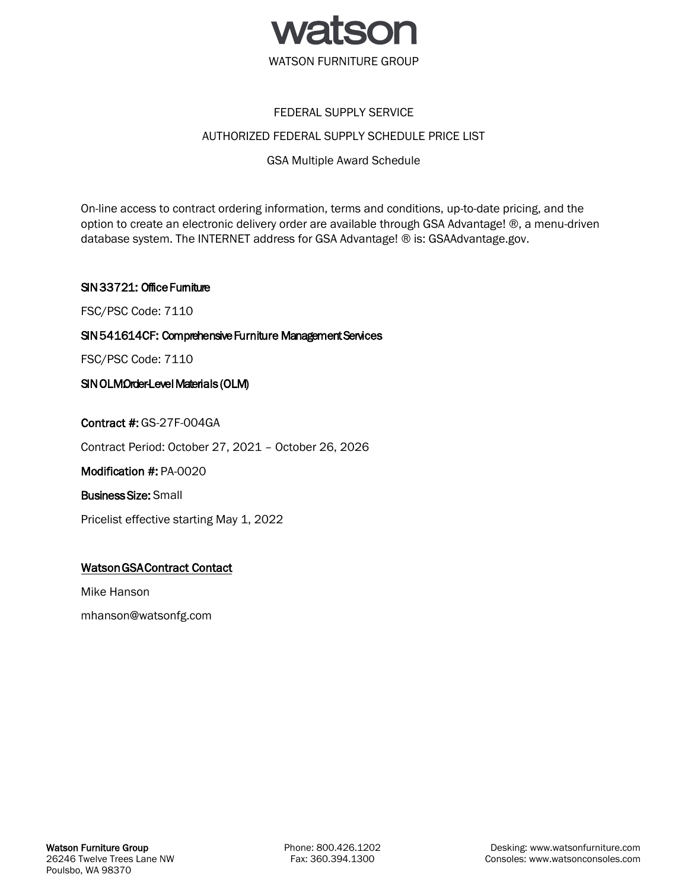# watson

WATSON FURNITURE GROUP

FEDERAL SUPPLY SERVICE

AUTHORIZED FEDERAL SUPPLY SCHEDULE PRICE LIST

GSA Multiple Award Schedule

On-line access to contract ordering information, terms and conditions, up-to-date pricing, and the option to create an electronic delivery order are available through GSA Advantage! ®, a menu-driven database system. The INTERNET address for GSA Advantage! ® is: GSAAdvantage.gov.

**SIN 33721: Office Furniture**

FSC/PSC Code: 7110

**SIN 541614CF: Comprehensive Furniture Management Services**

FSC/PSC Code: 7110

**SIN OLM:Order-Level Materials (OLM)**

**Contract #:** GS-27F-004GA

Contract Period: October 27, 2021 – October 26, 2026

**Modification #:** PA-0020

**Business Size:** Small

Pricelist effective starting May 1, 2022

**Watson GSA Contract Contact**

Mike Hanson

mhanson@watsonfg.com

**Watson Furniture Group**
26246 Twelve Trees Lane NW
Poulsbo, WA 98370

Phone: 800.426.1202
Fax: 360.394.1300

Desking: www.watsonfurniture.com
Consoles: www.watsonconsoles.com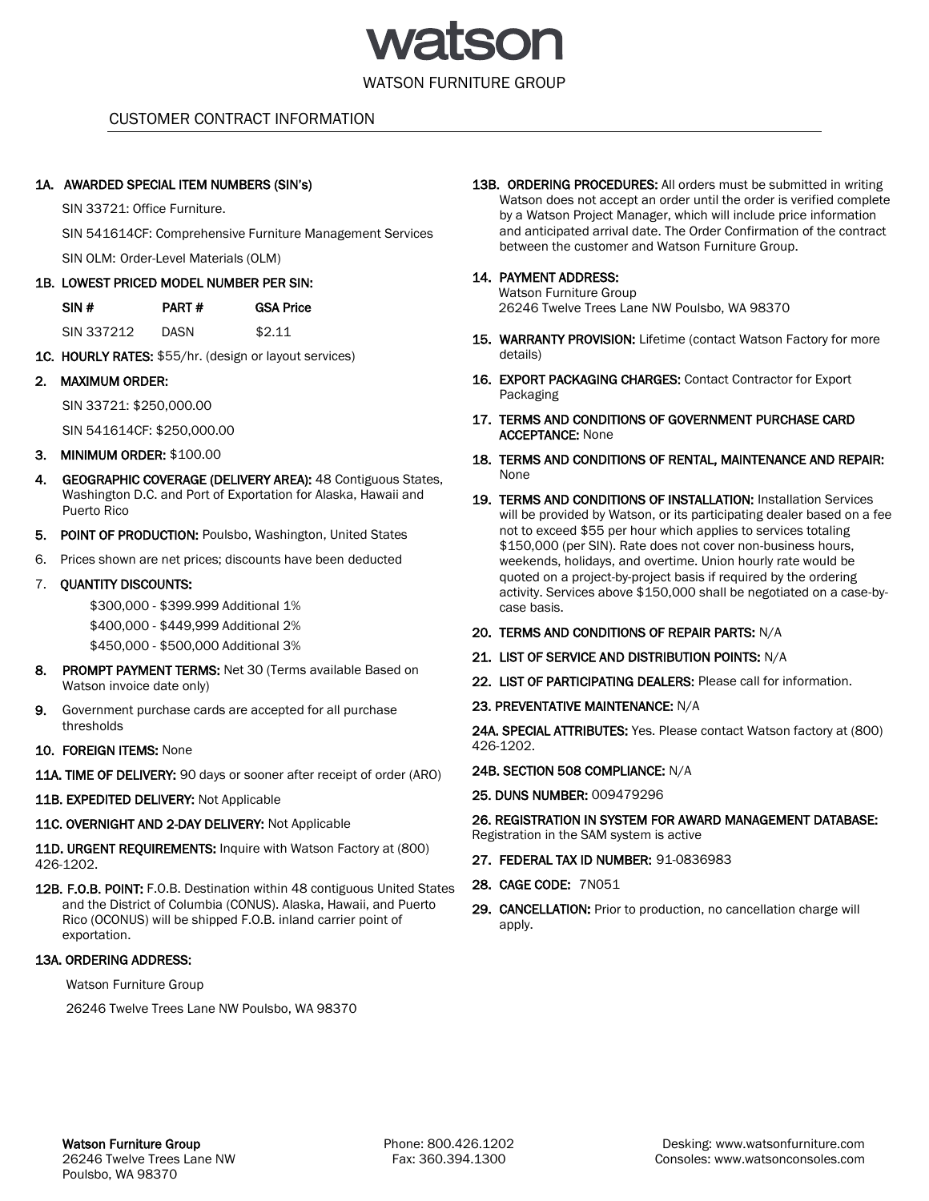# watson

WATSON FURNITURE GROUP

## CUSTOMER CONTRACT INFORMATION

**1A. AWARDED SPECIAL ITEM NUMBERS (SIN's)**

SIN 33721: Office Furniture.

SIN 541614CF: Comprehensive Furniture Management Services

SIN OLM: Order-Level Materials (OLM)

**1B. LOWEST PRICED MODEL NUMBER PER SIN:**

| SIN # | PART # | GSA Price |
|---|---|---|
| SIN 337212 | DASN | $2.11 |

**1C. HOURLY RATES:** $55/hr. (design or layout services)

**2. MAXIMUM ORDER:**

SIN 33721: $250,000.00

SIN 541614CF: $250,000.00

**3. MINIMUM ORDER:** $100.00

**4. GEOGRAPHIC COVERAGE (DELIVERY AREA):** 48 Contiguous States, Washington D.C. and Port of Exportation for Alaska, Hawaii and Puerto Rico

**5. POINT OF PRODUCTION:** Poulsbo, Washington, United States

6. Prices shown are net prices; discounts have been deducted

**7. QUANTITY DISCOUNTS:**

$300,000 - $399.999 Additional 1%

$400,000 - $449,999 Additional 2%

$450,000 - $500,000 Additional 3%

**8. PROMPT PAYMENT TERMS:** Net 30 (Terms available Based on Watson invoice date only)

**9.** Government purchase cards are accepted for all purchase thresholds

**10. FOREIGN ITEMS:** None

**11A. TIME OF DELIVERY:** 90 days or sooner after receipt of order (ARO)

**11B. EXPEDITED DELIVERY:** Not Applicable

**11C. OVERNIGHT AND 2-DAY DELIVERY:** Not Applicable

**11D. URGENT REQUIREMENTS:** Inquire with Watson Factory at (800) 426-1202.

**12B. F.O.B. POINT:** F.O.B. Destination within 48 contiguous United States and the District of Columbia (CONUS). Alaska, Hawaii, and Puerto Rico (OCONUS) will be shipped F.O.B. inland carrier point of exportation.

**13A. ORDERING ADDRESS:**

Watson Furniture Group

26246 Twelve Trees Lane NW Poulsbo, WA 98370

**13B. ORDERING PROCEDURES:** All orders must be submitted in writing Watson does not accept an order until the order is verified complete by a Watson Project Manager, which will include price information and anticipated arrival date. The Order Confirmation of the contract between the customer and Watson Furniture Group.

**14. PAYMENT ADDRESS:**
Watson Furniture Group
26246 Twelve Trees Lane NW Poulsbo, WA 98370

**15. WARRANTY PROVISION:** Lifetime (contact Watson Factory for more details)

**16. EXPORT PACKAGING CHARGES:** Contact Contractor for Export Packaging

**17. TERMS AND CONDITIONS OF GOVERNMENT PURCHASE CARD ACCEPTANCE:** None

**18. TERMS AND CONDITIONS OF RENTAL, MAINTENANCE AND REPAIR:** None

**19. TERMS AND CONDITIONS OF INSTALLATION:** Installation Services will be provided by Watson, or its participating dealer based on a fee not to exceed $55 per hour which applies to services totaling $150,000 (per SIN). Rate does not cover non-business hours, weekends, holidays, and overtime. Union hourly rate would be quoted on a project-by-project basis if required by the ordering activity. Services above $150,000 shall be negotiated on a case-by-case basis.

**20. TERMS AND CONDITIONS OF REPAIR PARTS:** N/A

**21. LIST OF SERVICE AND DISTRIBUTION POINTS:** N/A

**22. LIST OF PARTICIPATING DEALERS:** Please call for information.

**23. PREVENTATIVE MAINTENANCE:** N/A

**24A. SPECIAL ATTRIBUTES:** Yes. Please contact Watson factory at (800) 426-1202.

**24B. SECTION 508 COMPLIANCE:** N/A

**25. DUNS NUMBER:** 009479296

**26. REGISTRATION IN SYSTEM FOR AWARD MANAGEMENT DATABASE:** Registration in the SAM system is active

**27. FEDERAL TAX ID NUMBER:** 91-0836983

**28. CAGE CODE:** 7N051

**29. CANCELLATION:** Prior to production, no cancellation charge will apply.

**Watson Furniture Group**
26246 Twelve Trees Lane NW
Poulsbo, WA 98370

Phone: 800.426.1202
Fax: 360.394.1300

Desking: www.watsonfurniture.com
Consoles: www.watsonconsoles.com